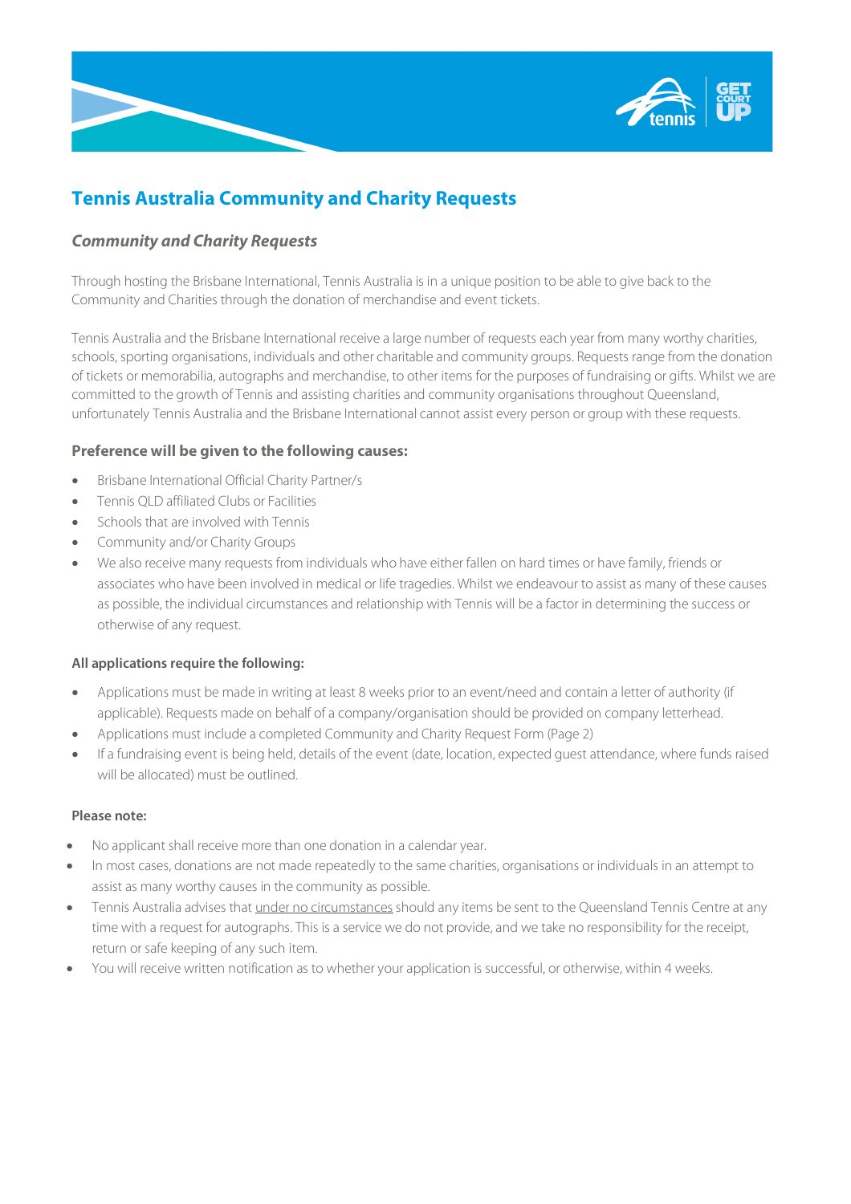# Tennis Australia Community and Charity Requests

## *Community and Charity Requests*

Through hosting the Brisbane International, Tennis Australia is in a unique position to be able to give back to the Community and Charities through the donation of merchandise and event tickets.

Tennis Australia and the Brisbane International receive a large number of requests each year from many worthy charities, schools, sporting organisations, individuals and other charitable and community groups. Requests range from the donation of tickets or memorabilia, autographs and merchandise, to other items for the purposes of fundraising or gifts. Whilst we are committed to the growth of Tennis and assisting charities and community organisations throughout Queensland, unfortunately Tennis Australia and the Brisbane International cannot assist every person or group with these requests.

### Preference will be given to the following causes:

- Brisbane International Official Charity Partner/s
- Tennis QLD affiliated Clubs or Facilities
- Schools that are involved with Tennis
- Community and/or Charity Groups
- We also receive many requests from individuals who have either fallen on hard times or have family, friends or associates who have been involved in medical or life tragedies. Whilst we endeavour to assist as many of these causes as possible, the individual circumstances and relationship with Tennis will be a factor in determining the success or otherwise of any request.

**All applications require the following:**

- Applications must be made in writing at least 8 weeks prior to an event/need and contain a letter of authority (if applicable). Requests made on behalf of a company/organisation should be provided on company letterhead.
- Applications must include a completed Community and Charity Request Form (Page 2)
- If a fundraising event is being held, details of the event (date, location, expected guest attendance, where funds raised will be allocated) must be outlined.

**Please note:**

- No applicant shall receive more than one donation in a calendar year.
- In most cases, donations are not made repeatedly to the same charities, organisations or individuals in an attempt to assist as many worthy causes in the community as possible.
- Tennis Australia advises that <u>under no circumstances</u> should any items be sent to the Queensland Tennis Centre at any time with a request for autographs. This is a service we do not provide, and we take no responsibility for the receipt, return or safe keeping of any such item.
- You will receive written notification as to whether your application is successful, or otherwise, within 4 weeks.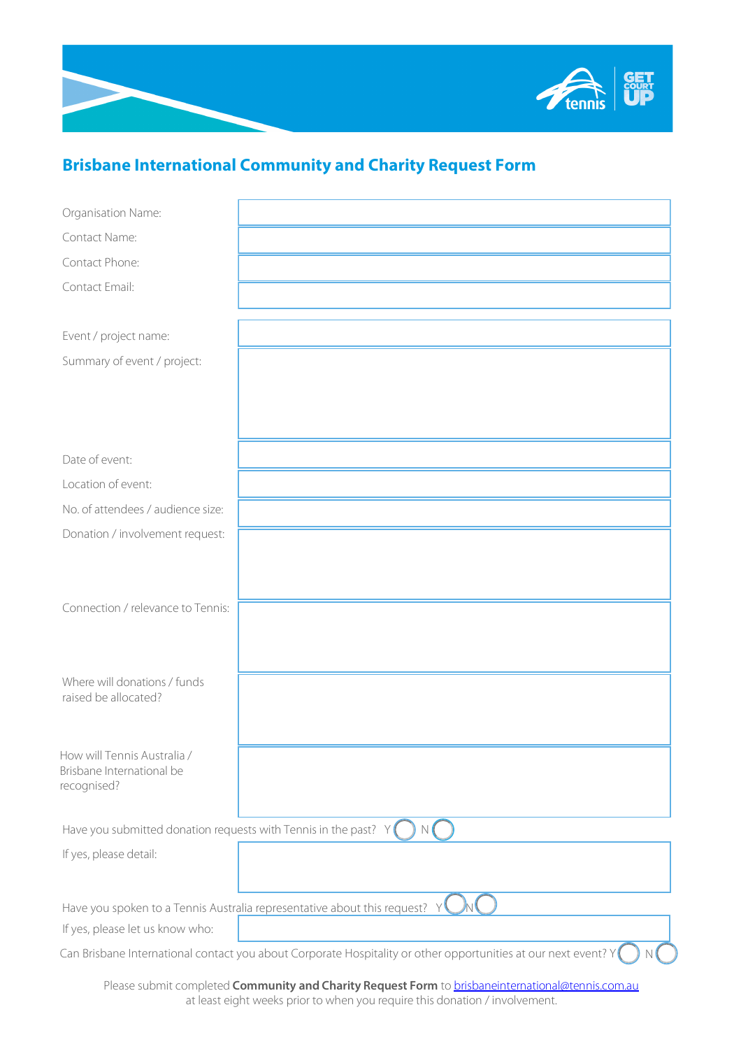## Brisbane International Community and Charity Request Form

Organisation Name:

Contact Name:

Contact Phone:

Contact Email:

Event / project name:

Summary of event / project:

Date of event:

Location of event:

No. of attendees / audience size:

Donation / involvement request:

Connection / relevance to Tennis:

Where will donations / funds raised be allocated?

How will Tennis Australia / Brisbane International be recognised?

Have you submitted donation requests with Tennis in the past? Y ◯ N ◯

If yes, please detail:

Have you spoken to a Tennis Australia representative about this request? Y ◯ N ◯

If yes, please let us know who:

Can Brisbane International contact you about Corporate Hospitality or other opportunities at our next event? Y ◯ N ◯

Please submit completed **Community and Charity Request Form** to brisbaneinternational@tennis.com.au at least eight weeks prior to when you require this donation / involvement.